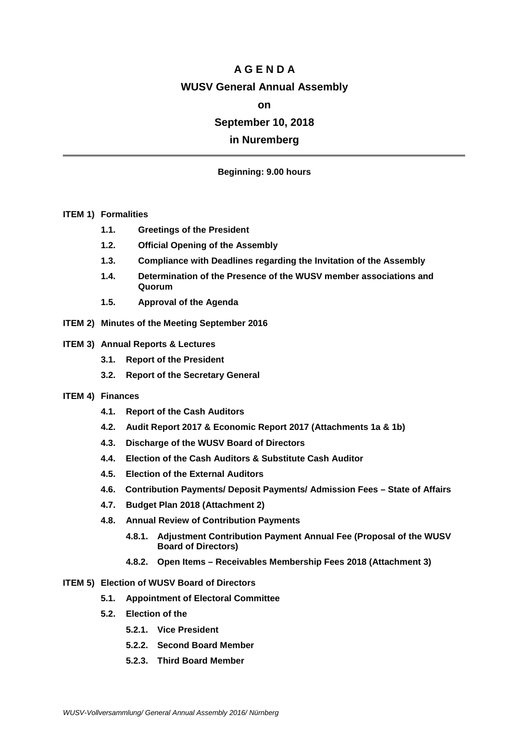# A G E N D A

## WUSV General Annual Assembly

**on**

**September 10, 2018**

**in Nuremberg**

---

**Beginning: 9.00 hours**

**ITEM 1) Formalities**

- **1.1. Greetings of the President**
- **1.2. Official Opening of the Assembly**
- **1.3. Compliance with Deadlines regarding the Invitation of the Assembly**
- **1.4. Determination of the Presence of the WUSV member associations and Quorum**
- **1.5. Approval of the Agenda**

**ITEM 2) Minutes of the Meeting September 2016**

**ITEM 3) Annual Reports & Lectures**

- **3.1. Report of the President**
- **3.2. Report of the Secretary General**

**ITEM 4) Finances**

- **4.1. Report of the Cash Auditors**
- **4.2. Audit Report 2017 & Economic Report 2017 (Attachments 1a & 1b)**
- **4.3. Discharge of the WUSV Board of Directors**
- **4.4. Election of the Cash Auditors & Substitute Cash Auditor**
- **4.5. Election of the External Auditors**
- **4.6. Contribution Payments/ Deposit Payments/ Admission Fees – State of Affairs**
- **4.7. Budget Plan 2018 (Attachment 2)**
- **4.8. Annual Review of Contribution Payments**
  - **4.8.1. Adjustment Contribution Payment Annual Fee (Proposal of the WUSV Board of Directors)**
  - **4.8.2. Open Items – Receivables Membership Fees 2018 (Attachment 3)**

**ITEM 5) Election of WUSV Board of Directors**

- **5.1. Appointment of Electoral Committee**
- **5.2. Election of the**
  - **5.2.1. Vice President**
  - **5.2.2. Second Board Member**
  - **5.2.3. Third Board Member**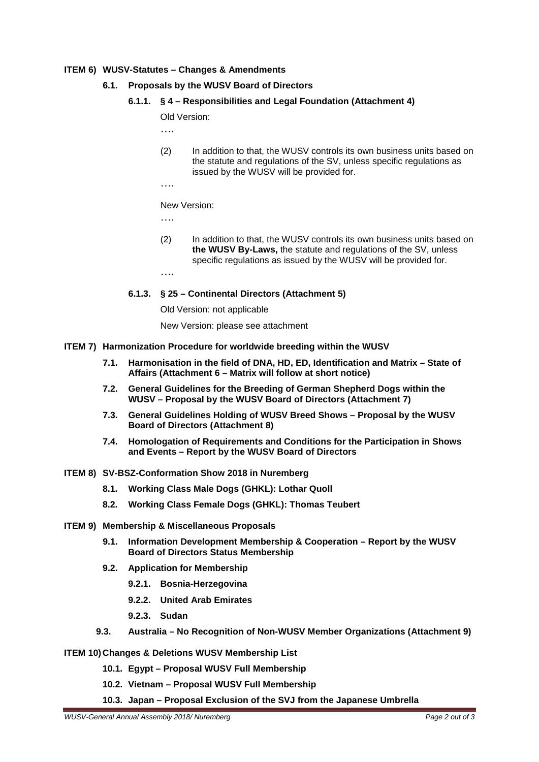**ITEM 6) WUSV-Statutes – Changes & Amendments**

**6.1. Proposals by the WUSV Board of Directors**

**6.1.1. § 4 – Responsibilities and Legal Foundation (Attachment 4)**

Old Version:

….

(2) In addition to that, the WUSV controls its own business units based on the statute and regulations of the SV, unless specific regulations as issued by the WUSV will be provided for.

….

New Version:

….

(2) In addition to that, the WUSV controls its own business units based on **the WUSV By-Laws,** the statute and regulations of the SV, unless specific regulations as issued by the WUSV will be provided for.

….

**6.1.3. § 25 – Continental Directors (Attachment 5)**

Old Version: not applicable

New Version: please see attachment

**ITEM 7) Harmonization Procedure for worldwide breeding within the WUSV**

**7.1. Harmonisation in the field of DNA, HD, ED, Identification and Matrix – State of Affairs (Attachment 6 – Matrix will follow at short notice)**

**7.2. General Guidelines for the Breeding of German Shepherd Dogs within the WUSV – Proposal by the WUSV Board of Directors (Attachment 7)**

**7.3. General Guidelines Holding of WUSV Breed Shows – Proposal by the WUSV Board of Directors (Attachment 8)**

**7.4. Homologation of Requirements and Conditions for the Participation in Shows and Events – Report by the WUSV Board of Directors**

**ITEM 8) SV-BSZ-Conformation Show 2018 in Nuremberg**

**8.1. Working Class Male Dogs (GHKL): Lothar Quoll**

**8.2. Working Class Female Dogs (GHKL): Thomas Teubert**

**ITEM 9) Membership & Miscellaneous Proposals**

**9.1. Information Development Membership & Cooperation – Report by the WUSV Board of Directors Status Membership**

**9.2. Application for Membership**

**9.2.1. Bosnia-Herzegovina**

**9.2.2. United Arab Emirates**

**9.2.3. Sudan**

**9.3. Australia – No Recognition of Non-WUSV Member Organizations (Attachment 9)**

**ITEM 10) Changes & Deletions WUSV Membership List**

**10.1. Egypt – Proposal WUSV Full Membership**

**10.2. Vietnam – Proposal WUSV Full Membership**

**10.3. Japan – Proposal Exclusion of the SVJ from the Japanese Umbrella**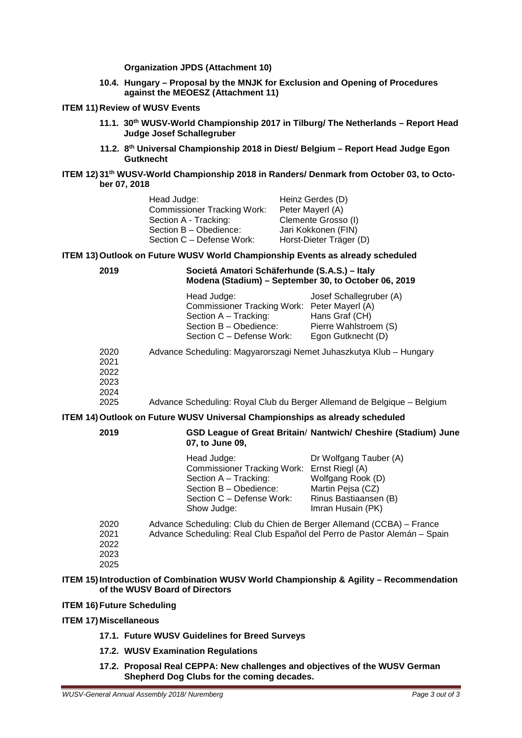**Organization JPDS (Attachment 10)**

**10.4. Hungary – Proposal by the MNJK for Exclusion and Opening of Procedures against the MEOESZ (Attachment 11)**

**ITEM 11) Review of WUSV Events**

**11.1. 30th WUSV-World Championship 2017 in Tilburg/ The Netherlands – Report Head Judge Josef Schallegruber**

**11.2. 8th Universal Championship 2018 in Diest/ Belgium – Report Head Judge Egon Gutknecht**

**ITEM 12) 31th WUSV-World Championship 2018 in Randers/ Denmark from October 03, to October 07, 2018**

| | |
|---|---|
| Head Judge: | Heinz Gerdes (D) |
| Commissioner Tracking Work: | Peter Mayerl (A) |
| Section A - Tracking: | Clemente Grosso (I) |
| Section B – Obedience: | Jari Kokkonen (FIN) |
| Section C – Defense Work: | Horst-Dieter Träger (D) |

**ITEM 13) Outlook on Future WUSV World Championship Events as already scheduled**

**2019** **Societá Amatori Schäferhunde (S.A.S.) – Italy Modena (Stadium) – September 30, to October 06, 2019**

| | |
|---|---|
| Head Judge: | Josef Schallegruber (A) |
| Commissioner Tracking Work: | Peter Mayerl (A) |
| Section A – Tracking: | Hans Graf (CH) |
| Section B – Obedience: | Pierre Wahlstroem (S) |
| Section C – Defense Work: | Egon Gutknecht (D) |

2020 Advance Scheduling: Magyarorszagi Nemet Juhaszkutya Klub – Hungary
2021
2022
2023
2024
2025 Advance Scheduling: Royal Club du Berger Allemand de Belgique – Belgium

**ITEM 14) Outlook on Future WUSV Universal Championships as already scheduled**

**2019** **GSD League of Great Britain/ Nantwich/ Cheshire (Stadium) June 07, to June 09,**

| | |
|---|---|
| Head Judge: | Dr Wolfgang Tauber (A) |
| Commissioner Tracking Work: | Ernst Riegl (A) |
| Section A – Tracking: | Wolfgang Rook (D) |
| Section B – Obedience: | Martin Pejsa (CZ) |
| Section C – Defense Work: | Rinus Bastiaansen (B) |
| Show Judge: | Imran Husain (PK) |

2020 Advance Scheduling: Club du Chien de Berger Allemand (CCBA) – France
2021 Advance Scheduling: Real Club Español del Perro de Pastor Alemán – Spain
2022
2023
2025

**ITEM 15) Introduction of Combination WUSV World Championship & Agility – Recommendation of the WUSV Board of Directors**

**ITEM 16) Future Scheduling**

**ITEM 17) Miscellaneous**

**17.1. Future WUSV Guidelines for Breed Surveys**

**17.2. WUSV Examination Regulations**

**17.2. Proposal Real CEPPA: New challenges and objectives of the WUSV German Shepherd Dog Clubs for the coming decades.**